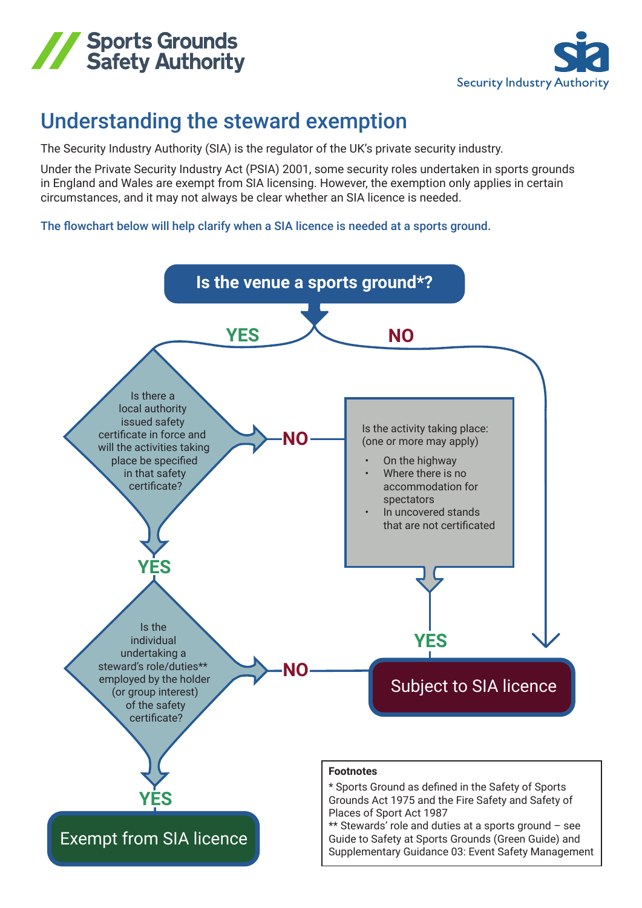Sports Grounds Safety Authority

Security Industry Authority

# Understanding the steward exemption

The Security Industry Authority (SIA) is the regulator of the UK's private security industry.

Under the Private Security Industry Act (PSIA) 2001, some security roles undertaken in sports grounds in England and Wales are exempt from SIA licensing. However, the exemption only applies in certain circumstances, and it may not always be clear whether an SIA licence is needed.

The flowchart below will help clarify when a SIA licence is needed at a sports ground.

**Is the venue a sports ground*?**

- **YES** → Is there a local authority issued safety certificate in force and will the activities taking place be specified in that safety certificate?
  - **YES** → Is the individual undertaking a steward's role/duties** employed by the holder (or group interest) of the safety certificate?
    - **YES** → **Exempt from SIA licence**
    - **NO** → **Subject to SIA licence**
  - **NO** → Is the activity taking place: (one or more may apply)
    - On the highway
    - Where there is no accommodation for spectators
    - In uncovered stands that are not certificated
    
    **YES** → **Subject to SIA licence**
- **NO** → **Subject to SIA licence**

**Footnotes**

* Sports Ground as defined in the Safety of Sports Grounds Act 1975 and the Fire Safety and Safety of Places of Sport Act 1987

** Stewards' role and duties at a sports ground – see Guide to Safety at Sports Grounds (Green Guide) and Supplementary Guidance 03: Event Safety Management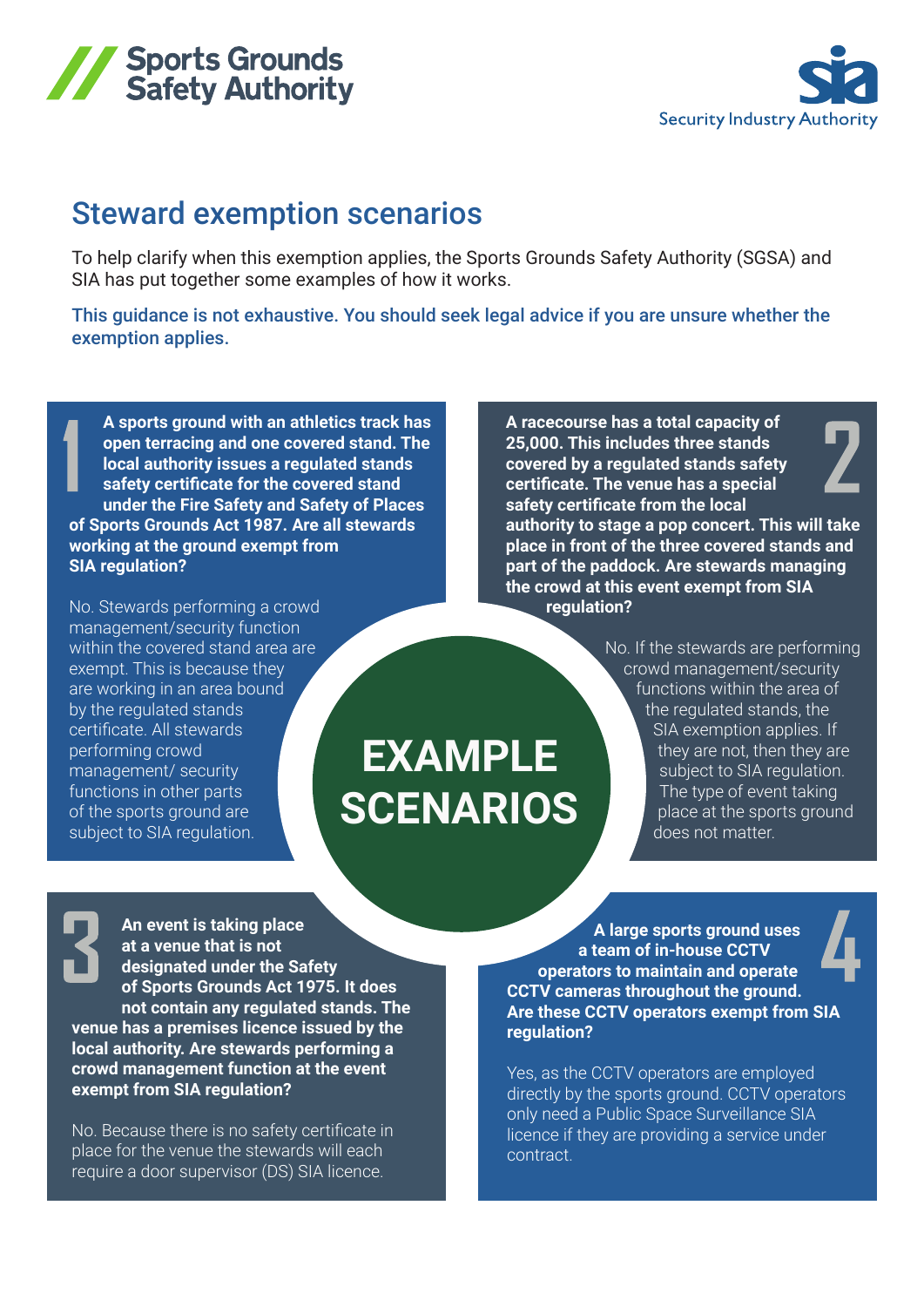Sports Grounds Safety Authority

Security Industry Authority

## Steward exemption scenarios

To help clarify when this exemption applies, the Sports Grounds Safety Authority (SGSA) and SIA has put together some examples of how it works.

This guidance is not exhaustive. You should seek legal advice if you are unsure whether the exemption applies.

# EXAMPLE SCENARIOS

### 1

**A sports ground with an athletics track has open terracing and one covered stand. The local authority issues a regulated stands safety certificate for the covered stand under the Fire Safety and Safety of Places of Sports Grounds Act 1987. Are all stewards working at the ground exempt from SIA regulation?**

No. Stewards performing a crowd management/security function within the covered stand area are exempt. This is because they are working in an area bound by the regulated stands certificate. All stewards performing crowd management/ security functions in other parts of the sports ground are subject to SIA regulation.

### 2

**A racecourse has a total capacity of 25,000. This includes three stands covered by a regulated stands safety certificate. The venue has a special safety certificate from the local authority to stage a pop concert. This will take place in front of the three covered stands and part of the paddock. Are stewards managing the crowd at this event exempt from SIA regulation?**

No. If the stewards are performing crowd management/security functions within the area of the regulated stands, the SIA exemption applies. If they are not, then they are subject to SIA regulation. The type of event taking place at the sports ground does not matter.

### 3

**An event is taking place at a venue that is not designated under the Safety of Sports Grounds Act 1975. It does not contain any regulated stands. The venue has a premises licence issued by the local authority. Are stewards performing a crowd management function at the event exempt from SIA regulation?**

No. Because there is no safety certificate in place for the venue the stewards will each require a door supervisor (DS) SIA licence.

### 4

**A large sports ground uses a team of in-house CCTV operators to maintain and operate CCTV cameras throughout the ground. Are these CCTV operators exempt from SIA regulation?**

Yes, as the CCTV operators are employed directly by the sports ground. CCTV operators only need a Public Space Surveillance SIA licence if they are providing a service under contract.